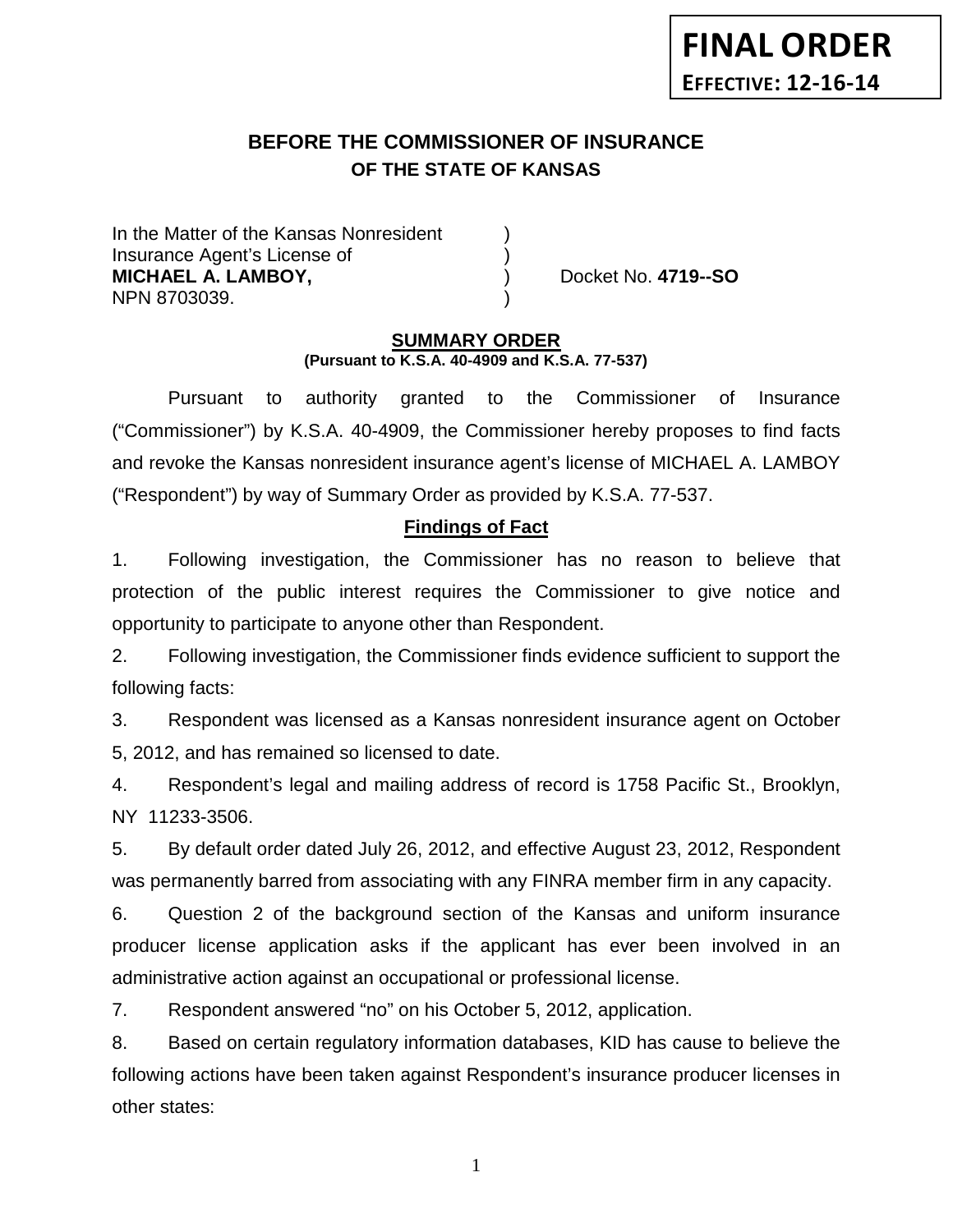**FINAL ORDER**
**EFFECTIVE: 12-16-14**

## BEFORE THE COMMISSIONER OF INSURANCE
### OF THE STATE OF KANSAS

In the Matter of the Kansas Nonresident )
Insurance Agent's License of )
**MICHAEL A. LAMBOY,** ) Docket No. **4719--SO**
NPN 8703039. )

## SUMMARY ORDER
**(Pursuant to K.S.A. 40-4909 and K.S.A. 77-537)**

Pursuant to authority granted to the Commissioner of Insurance ("Commissioner") by K.S.A. 40-4909, the Commissioner hereby proposes to find facts and revoke the Kansas nonresident insurance agent's license of MICHAEL A. LAMBOY ("Respondent") by way of Summary Order as provided by K.S.A. 77-537.

### Findings of Fact

1. Following investigation, the Commissioner has no reason to believe that protection of the public interest requires the Commissioner to give notice and opportunity to participate to anyone other than Respondent.

2. Following investigation, the Commissioner finds evidence sufficient to support the following facts:

3. Respondent was licensed as a Kansas nonresident insurance agent on October 5, 2012, and has remained so licensed to date.

4. Respondent's legal and mailing address of record is 1758 Pacific St., Brooklyn, NY 11233-3506.

5. By default order dated July 26, 2012, and effective August 23, 2012, Respondent was permanently barred from associating with any FINRA member firm in any capacity.

6. Question 2 of the background section of the Kansas and uniform insurance producer license application asks if the applicant has ever been involved in an administrative action against an occupational or professional license.

7. Respondent answered "no" on his October 5, 2012, application.

8. Based on certain regulatory information databases, KID has cause to believe the following actions have been taken against Respondent's insurance producer licenses in other states: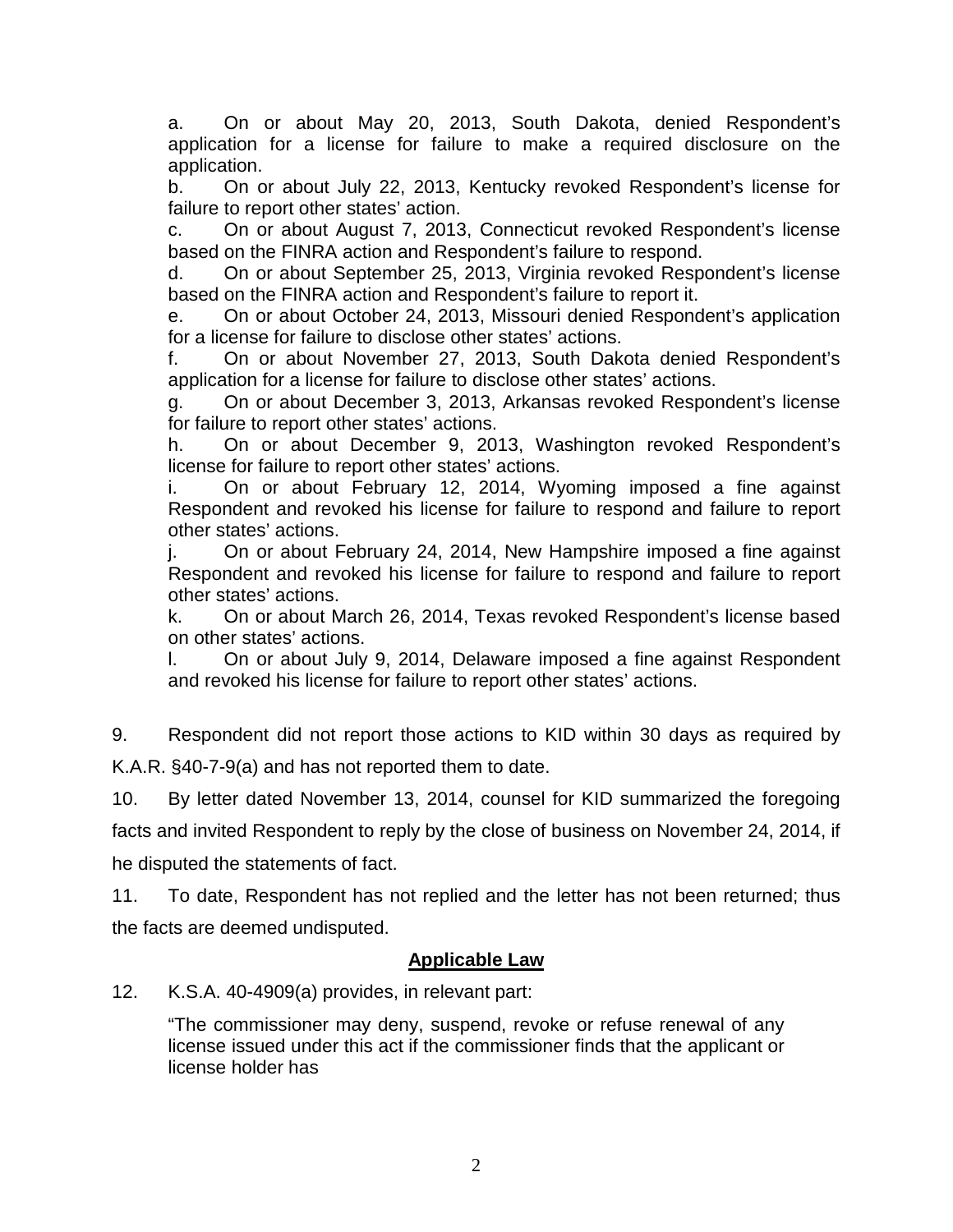a. On or about May 20, 2013, South Dakota, denied Respondent's application for a license for failure to make a required disclosure on the application.

b. On or about July 22, 2013, Kentucky revoked Respondent's license for failure to report other states' action.

c. On or about August 7, 2013, Connecticut revoked Respondent's license based on the FINRA action and Respondent's failure to respond.

d. On or about September 25, 2013, Virginia revoked Respondent's license based on the FINRA action and Respondent's failure to report it.

e. On or about October 24, 2013, Missouri denied Respondent's application for a license for failure to disclose other states' actions.

f. On or about November 27, 2013, South Dakota denied Respondent's application for a license for failure to disclose other states' actions.

g. On or about December 3, 2013, Arkansas revoked Respondent's license for failure to report other states' actions.

h. On or about December 9, 2013, Washington revoked Respondent's license for failure to report other states' actions.

i. On or about February 12, 2014, Wyoming imposed a fine against Respondent and revoked his license for failure to respond and failure to report other states' actions.

j. On or about February 24, 2014, New Hampshire imposed a fine against Respondent and revoked his license for failure to respond and failure to report other states' actions.

k. On or about March 26, 2014, Texas revoked Respondent's license based on other states' actions.

l. On or about July 9, 2014, Delaware imposed a fine against Respondent and revoked his license for failure to report other states' actions.

9. Respondent did not report those actions to KID within 30 days as required by K.A.R. §40-7-9(a) and has not reported them to date.

10. By letter dated November 13, 2014, counsel for KID summarized the foregoing facts and invited Respondent to reply by the close of business on November 24, 2014, if he disputed the statements of fact.

11. To date, Respondent has not replied and the letter has not been returned; thus the facts are deemed undisputed.

## **Applicable Law**

12. K.S.A. 40-4909(a) provides, in relevant part:

> "The commissioner may deny, suspend, revoke or refuse renewal of any license issued under this act if the commissioner finds that the applicant or license holder has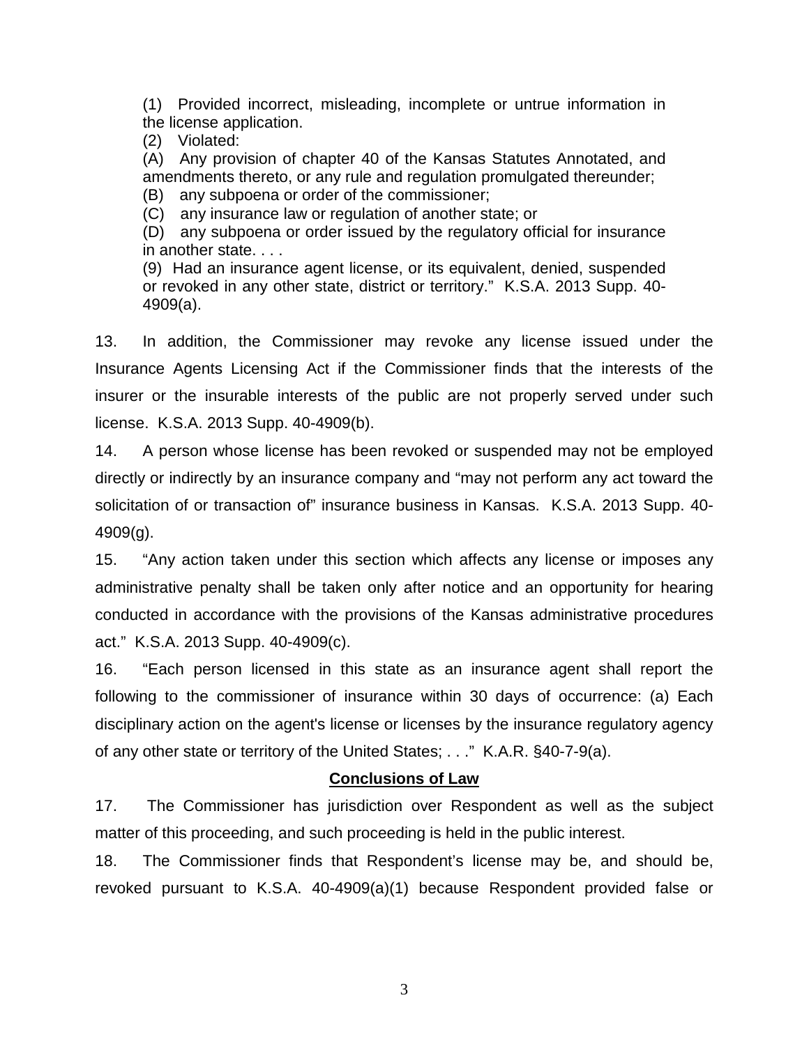> (1) Provided incorrect, misleading, incomplete or untrue information in the license application.
>
> (2) Violated:
>
> (A) Any provision of chapter 40 of the Kansas Statutes Annotated, and amendments thereto, or any rule and regulation promulgated thereunder;
>
> (B) any subpoena or order of the commissioner;
>
> (C) any insurance law or regulation of another state; or
>
> (D) any subpoena or order issued by the regulatory official for insurance in another state. . . .
>
> (9) Had an insurance agent license, or its equivalent, denied, suspended or revoked in any other state, district or territory." K.S.A. 2013 Supp. 40-4909(a).

13. In addition, the Commissioner may revoke any license issued under the Insurance Agents Licensing Act if the Commissioner finds that the interests of the insurer or the insurable interests of the public are not properly served under such license. K.S.A. 2013 Supp. 40-4909(b).

14. A person whose license has been revoked or suspended may not be employed directly or indirectly by an insurance company and "may not perform any act toward the solicitation of or transaction of" insurance business in Kansas. K.S.A. 2013 Supp. 40-4909(g).

15. "Any action taken under this section which affects any license or imposes any administrative penalty shall be taken only after notice and an opportunity for hearing conducted in accordance with the provisions of the Kansas administrative procedures act." K.S.A. 2013 Supp. 40-4909(c).

16. "Each person licensed in this state as an insurance agent shall report the following to the commissioner of insurance within 30 days of occurrence: (a) Each disciplinary action on the agent's license or licenses by the insurance regulatory agency of any other state or territory of the United States; . . ." K.A.R. §40-7-9(a).

## Conclusions of Law

17. The Commissioner has jurisdiction over Respondent as well as the subject matter of this proceeding, and such proceeding is held in the public interest.

18. The Commissioner finds that Respondent's license may be, and should be, revoked pursuant to K.S.A. 40-4909(a)(1) because Respondent provided false or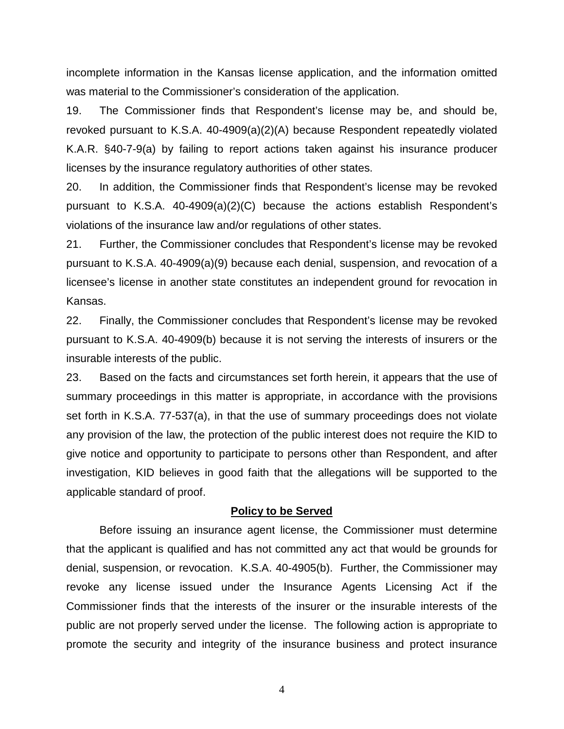incomplete information in the Kansas license application, and the information omitted was material to the Commissioner's consideration of the application.

19. The Commissioner finds that Respondent's license may be, and should be, revoked pursuant to K.S.A. 40-4909(a)(2)(A) because Respondent repeatedly violated K.A.R. §40-7-9(a) by failing to report actions taken against his insurance producer licenses by the insurance regulatory authorities of other states.

20. In addition, the Commissioner finds that Respondent's license may be revoked pursuant to K.S.A. 40-4909(a)(2)(C) because the actions establish Respondent's violations of the insurance law and/or regulations of other states.

21. Further, the Commissioner concludes that Respondent's license may be revoked pursuant to K.S.A. 40-4909(a)(9) because each denial, suspension, and revocation of a licensee's license in another state constitutes an independent ground for revocation in Kansas.

22. Finally, the Commissioner concludes that Respondent's license may be revoked pursuant to K.S.A. 40-4909(b) because it is not serving the interests of insurers or the insurable interests of the public.

23. Based on the facts and circumstances set forth herein, it appears that the use of summary proceedings in this matter is appropriate, in accordance with the provisions set forth in K.S.A. 77-537(a), in that the use of summary proceedings does not violate any provision of the law, the protection of the public interest does not require the KID to give notice and opportunity to participate to persons other than Respondent, and after investigation, KID believes in good faith that the allegations will be supported to the applicable standard of proof.

**Policy to be Served**

Before issuing an insurance agent license, the Commissioner must determine that the applicant is qualified and has not committed any act that would be grounds for denial, suspension, or revocation. K.S.A. 40-4905(b). Further, the Commissioner may revoke any license issued under the Insurance Agents Licensing Act if the Commissioner finds that the interests of the insurer or the insurable interests of the public are not properly served under the license. The following action is appropriate to promote the security and integrity of the insurance business and protect insurance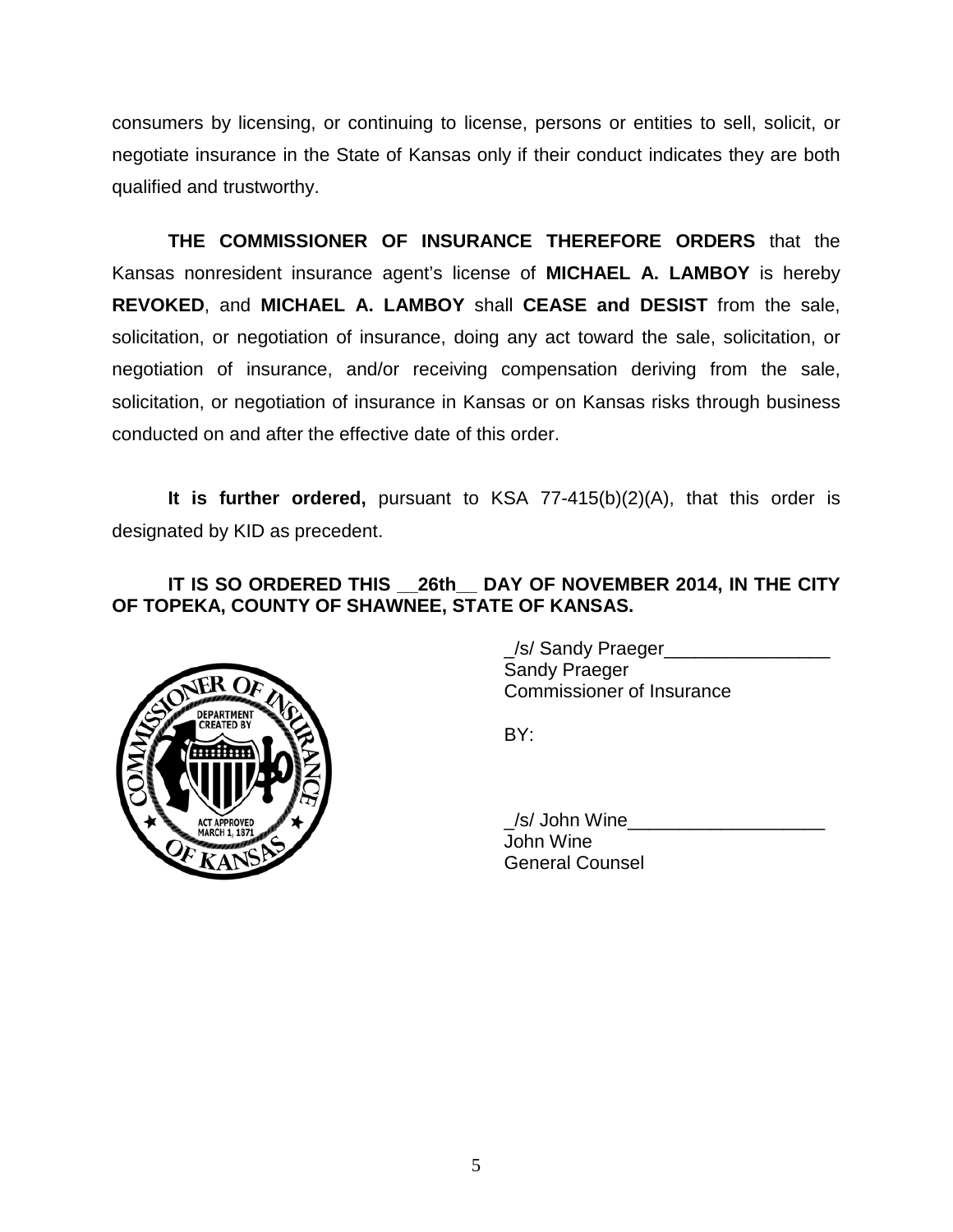consumers by licensing, or continuing to license, persons or entities to sell, solicit, or negotiate insurance in the State of Kansas only if their conduct indicates they are both qualified and trustworthy.

**THE COMMISSIONER OF INSURANCE THEREFORE ORDERS** that the Kansas nonresident insurance agent's license of **MICHAEL A. LAMBOY** is hereby **REVOKED**, and **MICHAEL A. LAMBOY** shall **CEASE and DESIST** from the sale, solicitation, or negotiation of insurance, doing any act toward the sale, solicitation, or negotiation of insurance, and/or receiving compensation deriving from the sale, solicitation, or negotiation of insurance in Kansas or on Kansas risks through business conducted on and after the effective date of this order.

**It is further ordered,** pursuant to KSA 77-415(b)(2)(A), that this order is designated by KID as precedent.

**IT IS SO ORDERED THIS __26th__ DAY OF NOVEMBER 2014, IN THE CITY OF TOPEKA, COUNTY OF SHAWNEE, STATE OF KANSAS.**

_/s/ Sandy Praeger________________
Sandy Praeger
Commissioner of Insurance

BY:

_/s/ John Wine___________________
John Wine
General Counsel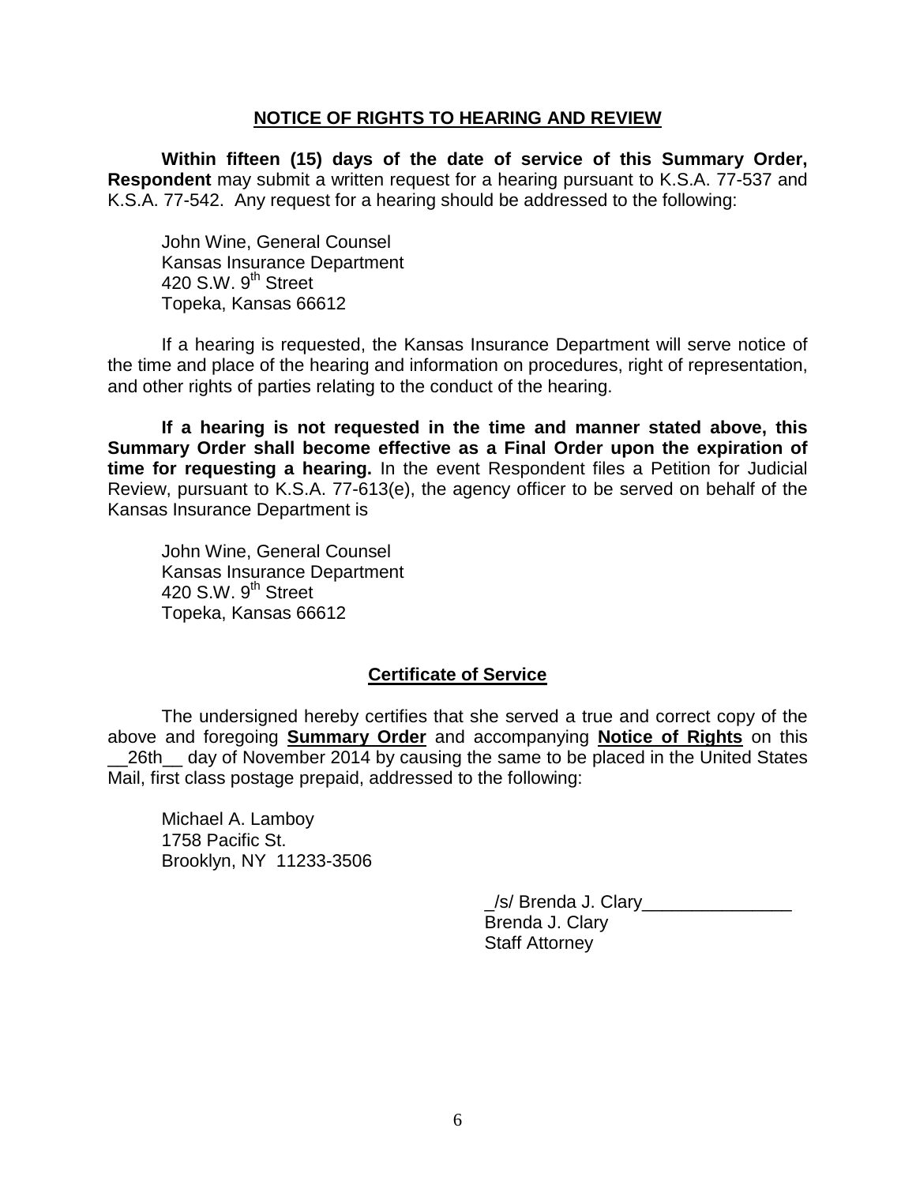## NOTICE OF RIGHTS TO HEARING AND REVIEW

**Within fifteen (15) days of the date of service of this Summary Order, Respondent** may submit a written request for a hearing pursuant to K.S.A. 77-537 and K.S.A. 77-542. Any request for a hearing should be addressed to the following:

John Wine, General Counsel  
Kansas Insurance Department  
420 S.W. 9th Street  
Topeka, Kansas 66612

If a hearing is requested, the Kansas Insurance Department will serve notice of the time and place of the hearing and information on procedures, right of representation, and other rights of parties relating to the conduct of the hearing.

**If a hearing is not requested in the time and manner stated above, this Summary Order shall become effective as a Final Order upon the expiration of time for requesting a hearing.** In the event Respondent files a Petition for Judicial Review, pursuant to K.S.A. 77-613(e), the agency officer to be served on behalf of the Kansas Insurance Department is

John Wine, General Counsel  
Kansas Insurance Department  
420 S.W. 9th Street  
Topeka, Kansas 66612

## Certificate of Service

The undersigned hereby certifies that she served a true and correct copy of the above and foregoing **Summary Order** and accompanying **Notice of Rights** on this \_\_26th\_\_ day of November 2014 by causing the same to be placed in the United States Mail, first class postage prepaid, addressed to the following:

Michael A. Lamboy  
1758 Pacific St.  
Brooklyn, NY 11233-3506

\_/s/ Brenda J. Clary\_\_\_\_\_\_\_\_\_\_\_\_\_\_\_  
Brenda J. Clary  
Staff Attorney